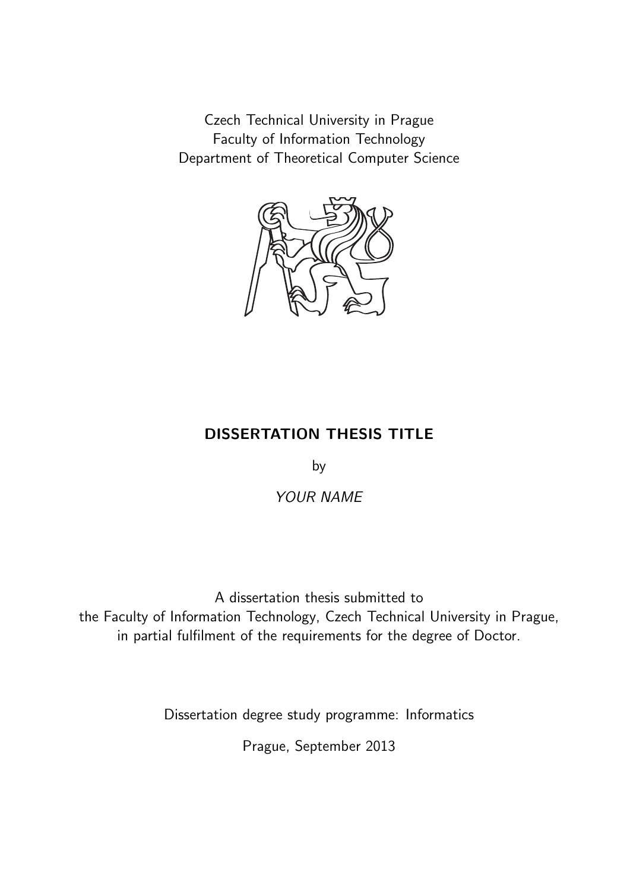Czech Technical University in Prague
Faculty of Information Technology
Department of Theoretical Computer Science

**DISSERTATION THESIS TITLE**

by

*YOUR NAME*

A dissertation thesis submitted to
the Faculty of Information Technology, Czech Technical University in Prague,
in partial fulfilment of the requirements for the degree of Doctor.

Dissertation degree study programme: Informatics

Prague, September 2013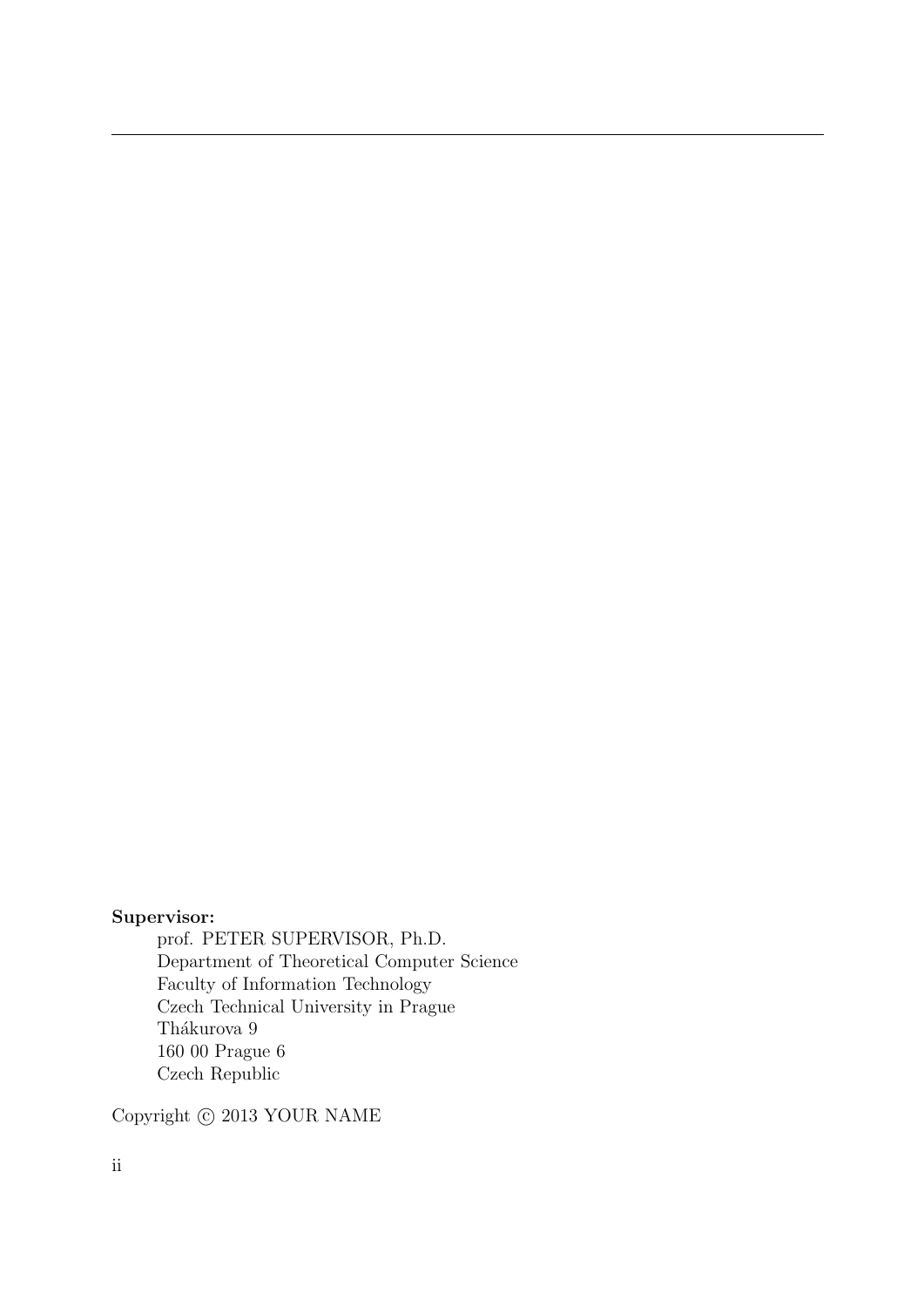**Supervisor:**

prof. PETER SUPERVISOR, Ph.D.
Department of Theoretical Computer Science
Faculty of Information Technology
Czech Technical University in Prague
Thákurova 9
160 00 Prague 6
Czech Republic

Copyright © 2013 YOUR NAME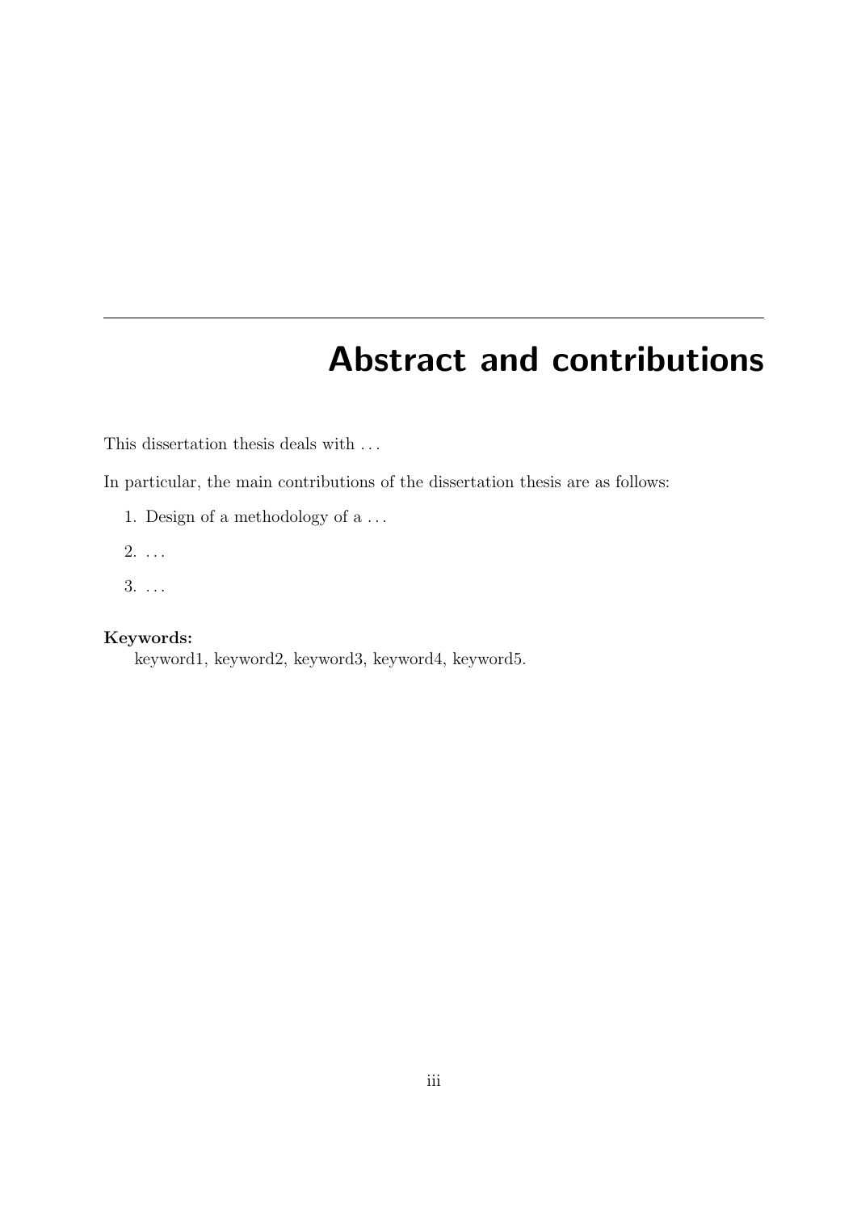# Abstract and contributions

This dissertation thesis deals with ...

In particular, the main contributions of the dissertation thesis are as follows:

1. Design of a methodology of a ...
2. ...
3. ...

**Keywords:**
keyword1, keyword2, keyword3, keyword4, keyword5.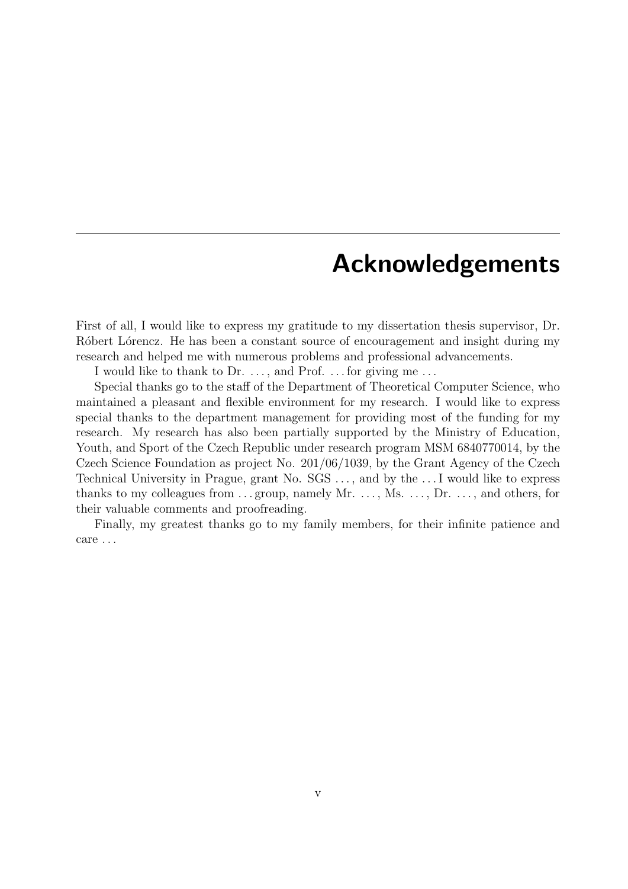# Acknowledgements

First of all, I would like to express my gratitude to my dissertation thesis supervisor, Dr. Róbert Lórencz. He has been a constant source of encouragement and insight during my research and helped me with numerous problems and professional advancements.

I would like to thank to Dr. ..., and Prof. ... for giving me ...

Special thanks go to the staff of the Department of Theoretical Computer Science, who maintained a pleasant and flexible environment for my research. I would like to express special thanks to the department management for providing most of the funding for my research. My research has also been partially supported by the Ministry of Education, Youth, and Sport of the Czech Republic under research program MSM 6840770014, by the Czech Science Foundation as project No. 201/06/1039, by the Grant Agency of the Czech Technical University in Prague, grant No. SGS ..., and by the ... I would like to express thanks to my colleagues from ... group, namely Mr. ..., Ms. ..., Dr. ..., and others, for their valuable comments and proofreading.

Finally, my greatest thanks go to my family members, for their infinite patience and care ...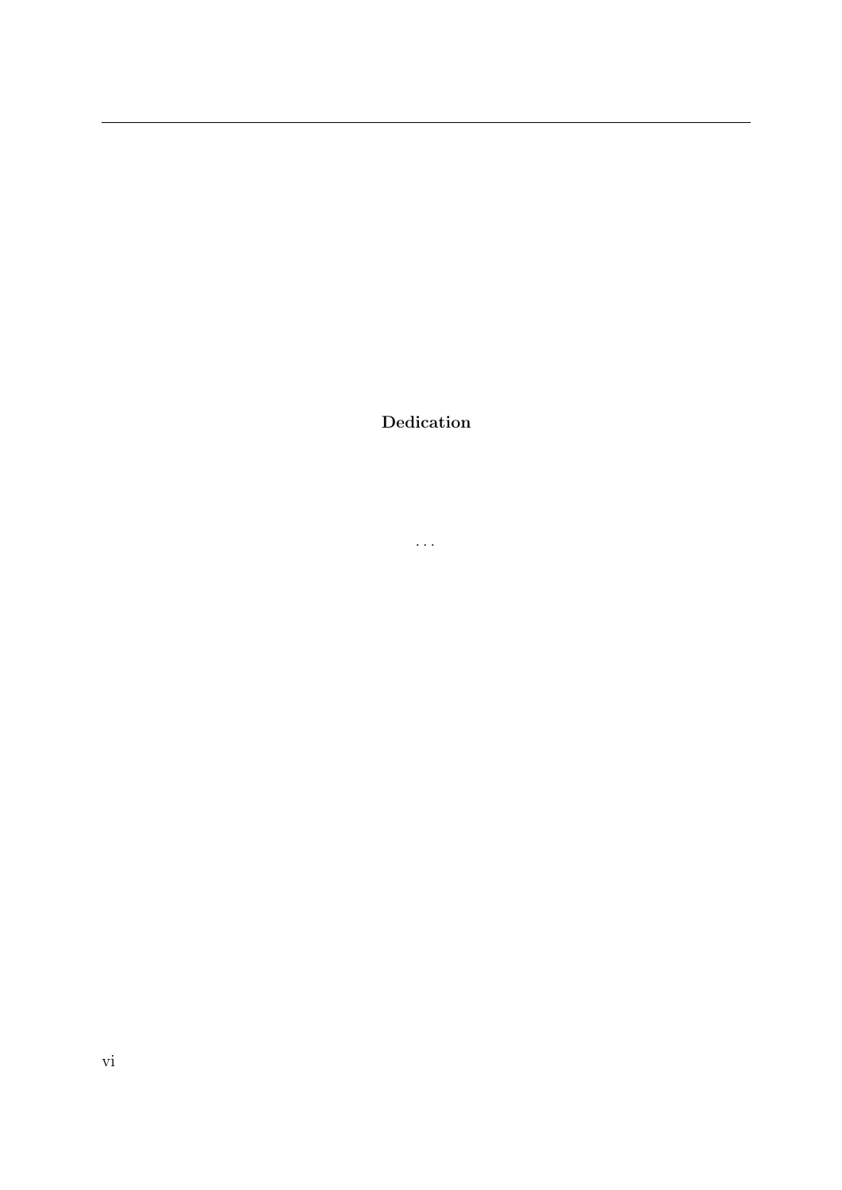**Dedication**

...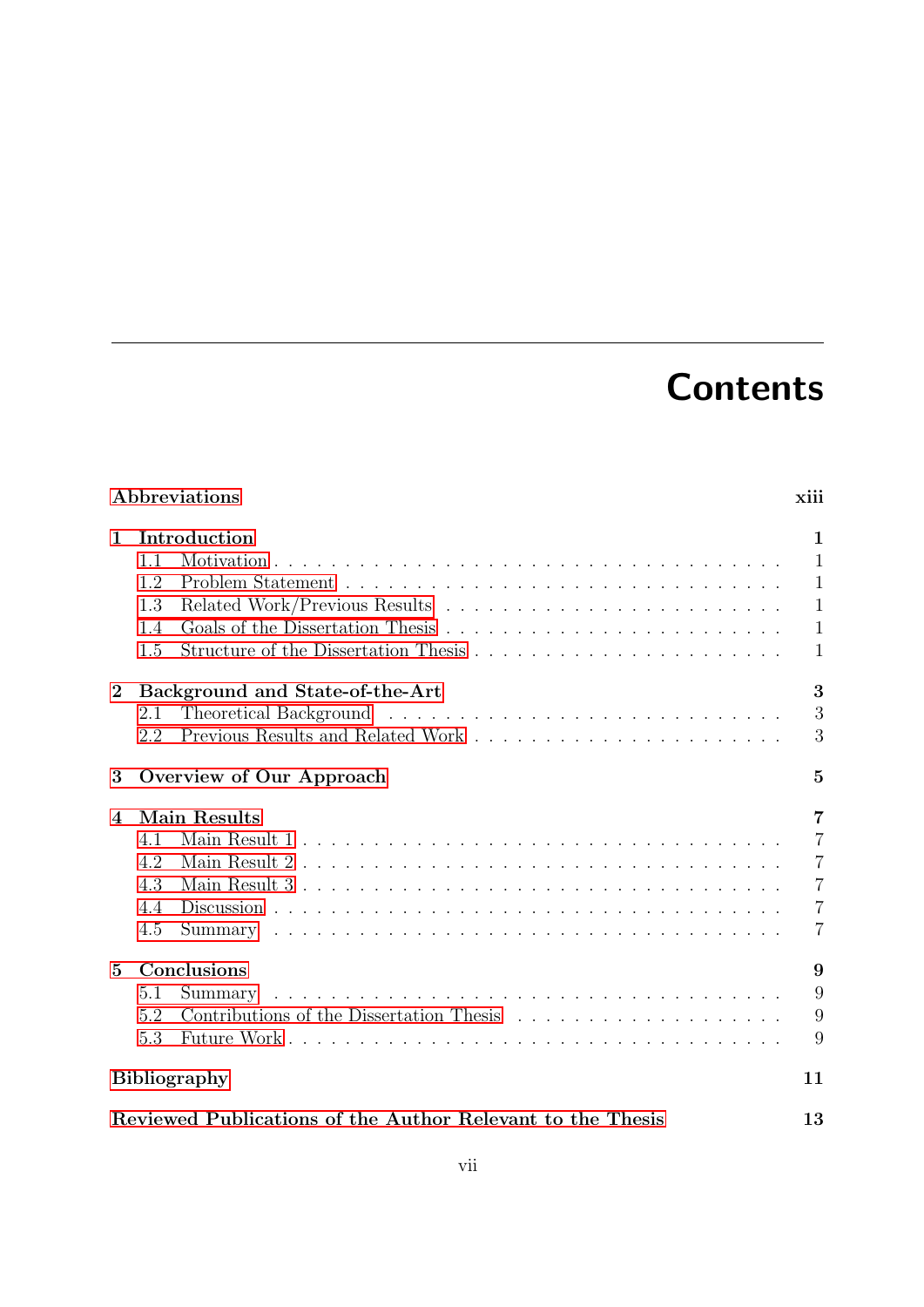# Contents

**Abbreviations** **xiii**

**1 Introduction** **1**
- 1.1 Motivation . . . 1
- 1.2 Problem Statement . . . 1
- 1.3 Related Work/Previous Results . . . 1
- 1.4 Goals of the Dissertation Thesis . . . 1
- 1.5 Structure of the Dissertation Thesis . . . 1

**2 Background and State-of-the-Art** **3**
- 2.1 Theoretical Background . . . 3
- 2.2 Previous Results and Related Work . . . 3

**3 Overview of Our Approach** **5**

**4 Main Results** **7**
- 4.1 Main Result 1 . . . 7
- 4.2 Main Result 2 . . . 7
- 4.3 Main Result 3 . . . 7
- 4.4 Discussion . . . 7
- 4.5 Summary . . . 7

**5 Conclusions** **9**
- 5.1 Summary . . . 9
- 5.2 Contributions of the Dissertation Thesis . . . 9
- 5.3 Future Work . . . 9

**Bibliography** **11**

**Reviewed Publications of the Author Relevant to the Thesis** **13**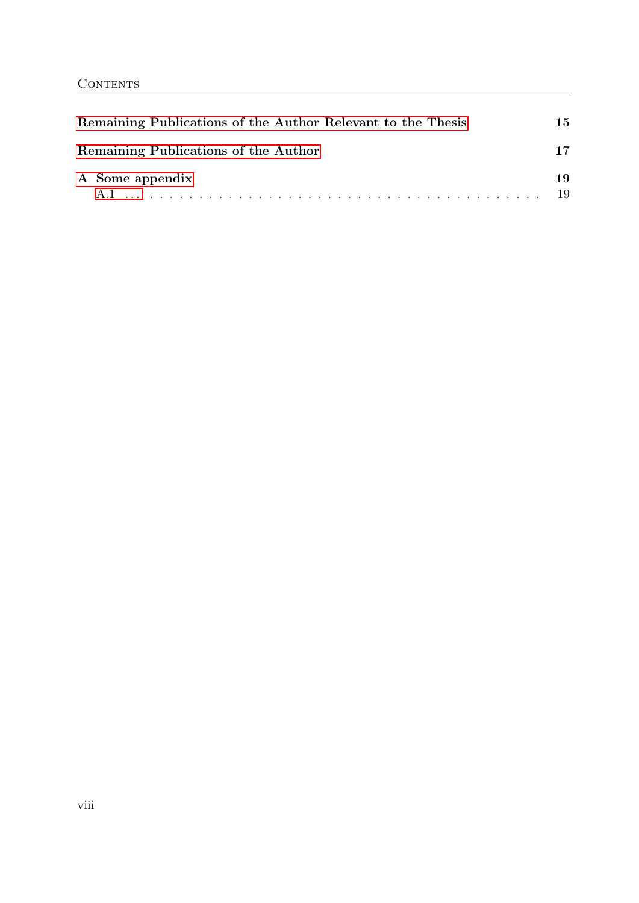**Remaining Publications of the Author Relevant to the Thesis** 15

**Remaining Publications of the Author** 17

**A Some appendix** 19

A.1 ... 19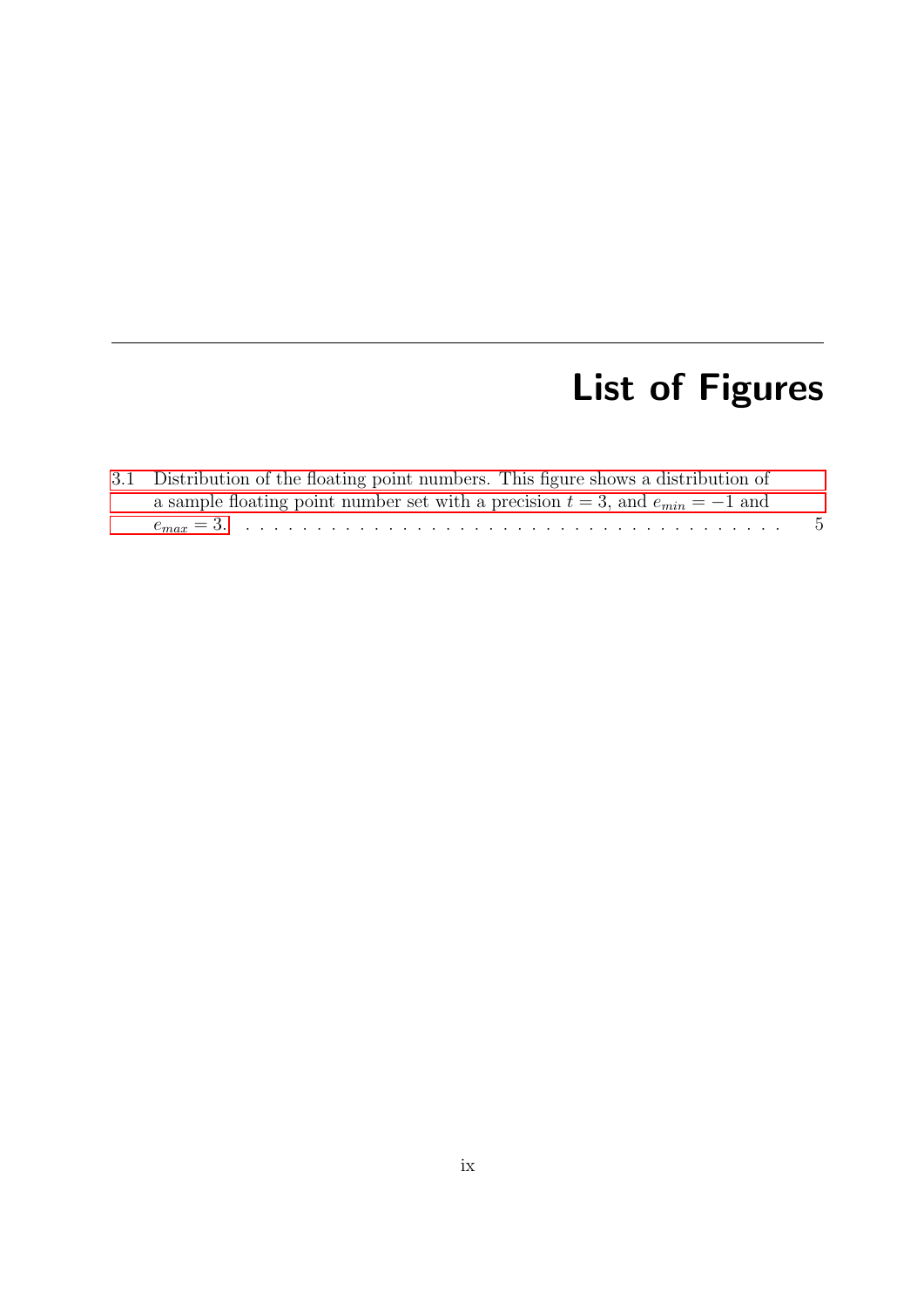# List of Figures

3.1 Distribution of the floating point numbers. This figure shows a distribution of a sample floating point number set with a precision $t = 3$, and $e_{min} = -1$ and $e_{max} = 3$. . . . . . . . . . . . . . . . . . . . . . . . . . . . . . . . . . . . . . 5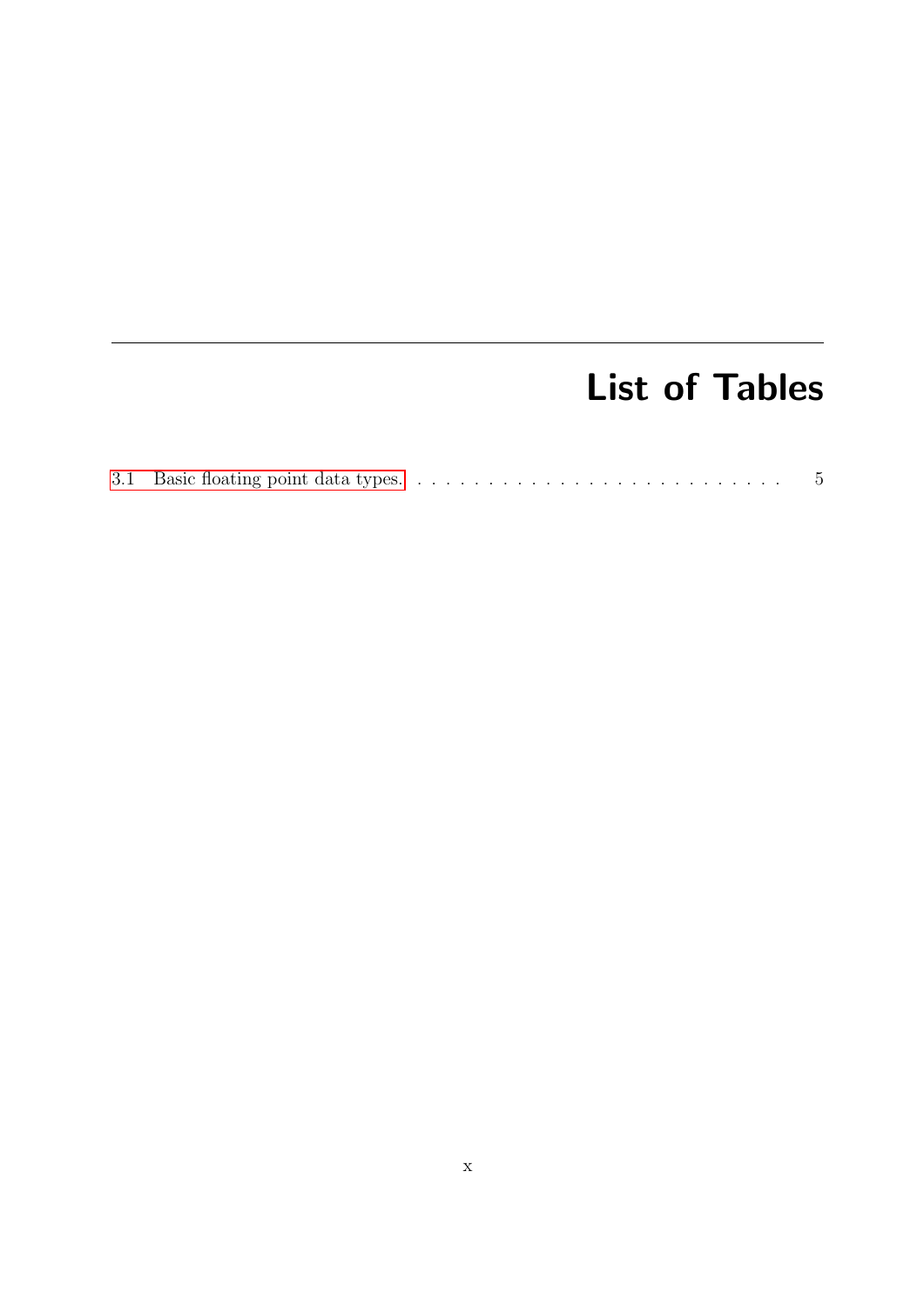# List of Tables

3.1 Basic floating point data types. . . . . . . . . . . . . . . . . . . . . . . . . . . . 5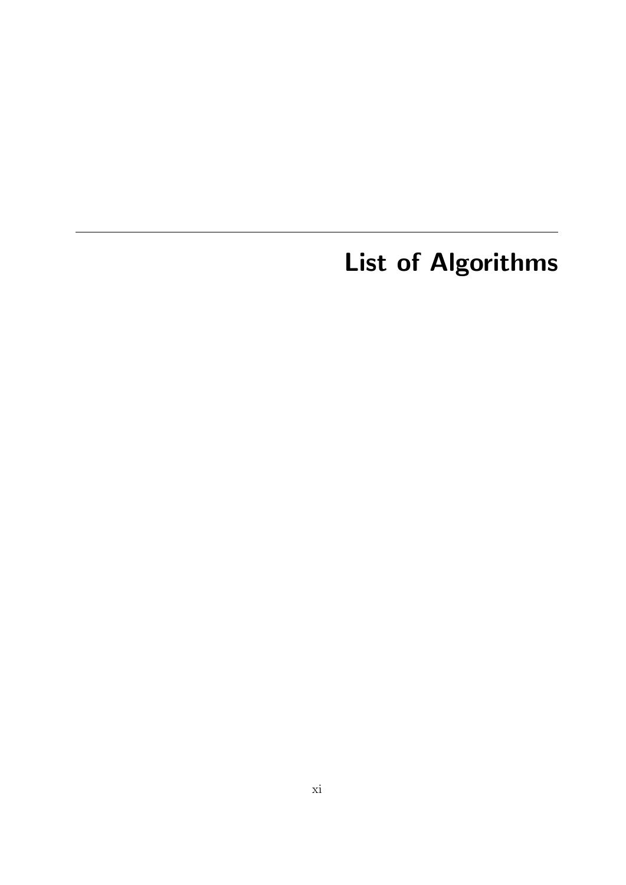# List of Algorithms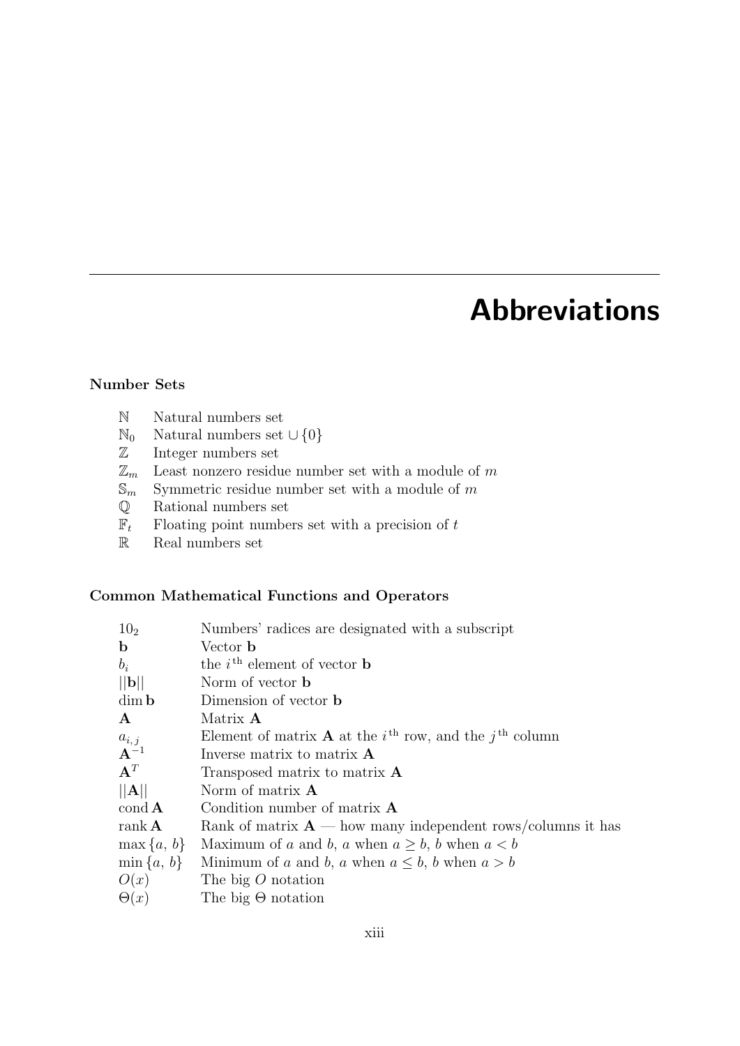# Abbreviations

### Number Sets

| | |
|---|---|
| $\mathbb{N}$ | Natural numbers set |
| $\mathbb{N}_0$ | Natural numbers set $\cup \{0\}$ |
| $\mathbb{Z}$ | Integer numbers set |
| $\mathbb{Z}_m$ | Least nonzero residue number set with a module of $m$ |
| $\mathbb{S}_m$ | Symmetric residue number set with a module of $m$ |
| $\mathbb{Q}$ | Rational numbers set |
| $\mathbb{F}_t$ | Floating point numbers set with a precision of $t$ |
| $\mathbb{R}$ | Real numbers set |

### Common Mathematical Functions and Operators

| | |
|---|---|
| $10_2$ | Numbers' radices are designated with a subscript |
| $\mathbf{b}$ | Vector $\mathbf{b}$ |
| $b_i$ | the $i^{\text{th}}$ element of vector $\mathbf{b}$ |
| $\|\|\mathbf{b}\|\|$ | Norm of vector $\mathbf{b}$ |
| $\dim \mathbf{b}$ | Dimension of vector $\mathbf{b}$ |
| $\mathbf{A}$ | Matrix $\mathbf{A}$ |
| $a_{i,j}$ | Element of matrix $\mathbf{A}$ at the $i^{\text{th}}$ row, and the $j^{\text{th}}$ column |
| $\mathbf{A}^{-1}$ | Inverse matrix to matrix $\mathbf{A}$ |
| $\mathbf{A}^T$ | Transposed matrix to matrix $\mathbf{A}$ |
| $\|\|\mathbf{A}\|\|$ | Norm of matrix $\mathbf{A}$ |
| $\operatorname{cond} \mathbf{A}$ | Condition number of matrix $\mathbf{A}$ |
| $\operatorname{rank} \mathbf{A}$ | Rank of matrix $\mathbf{A}$ — how many independent rows/columns it has |
| $\max \{a, b\}$ | Maximum of $a$ and $b$, $a$ when $a \geq b$, $b$ when $a < b$ |
| $\min \{a, b\}$ | Minimum of $a$ and $b$, $a$ when $a \leq b$, $b$ when $a > b$ |
| $O(x)$ | The big $O$ notation |
| $\Theta(x)$ | The big $\Theta$ notation |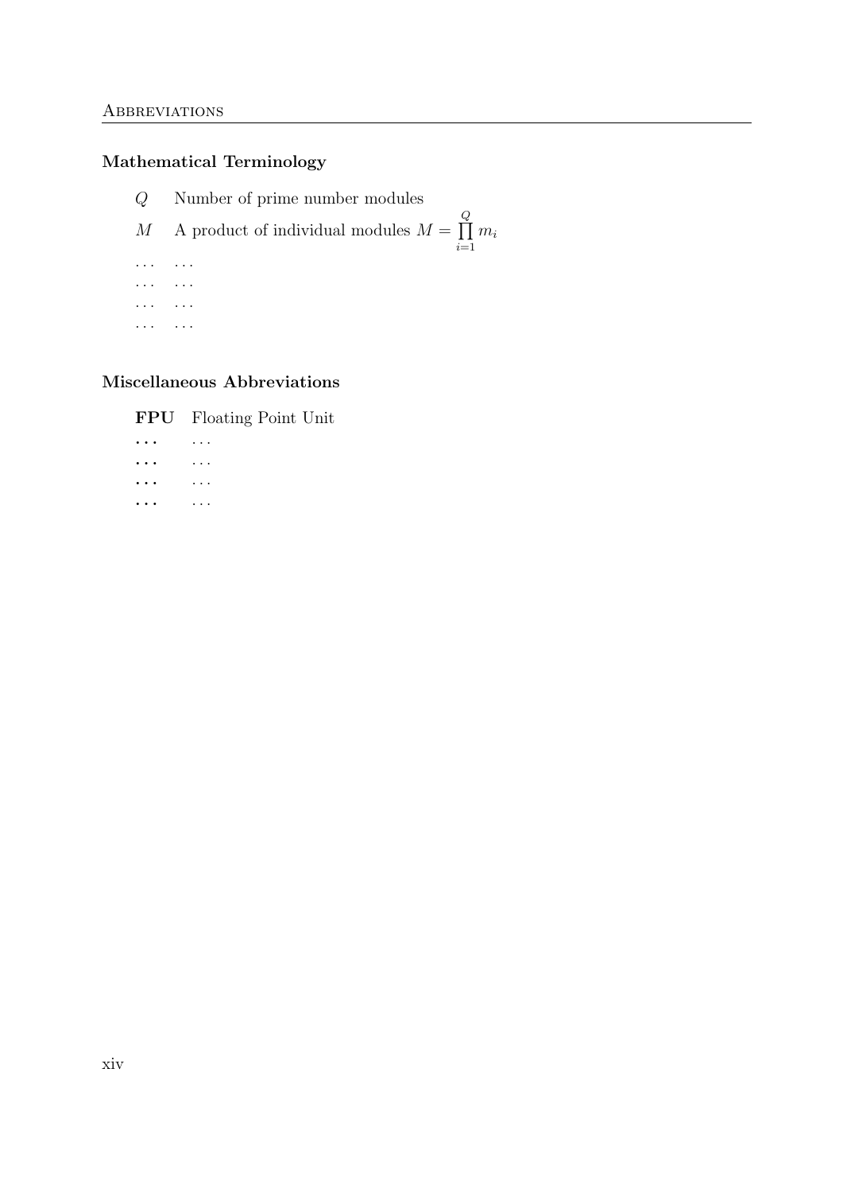### Mathematical Terminology

$Q$ Number of prime number modules

$M$ A product of individual modules $M = \prod_{i=1}^{Q} m_i$

... ...

... ...

... ...

... ...

### Miscellaneous Abbreviations

**FPU** Floating Point Unit

**...** ...

**...** ...

**...** ...

**...** ...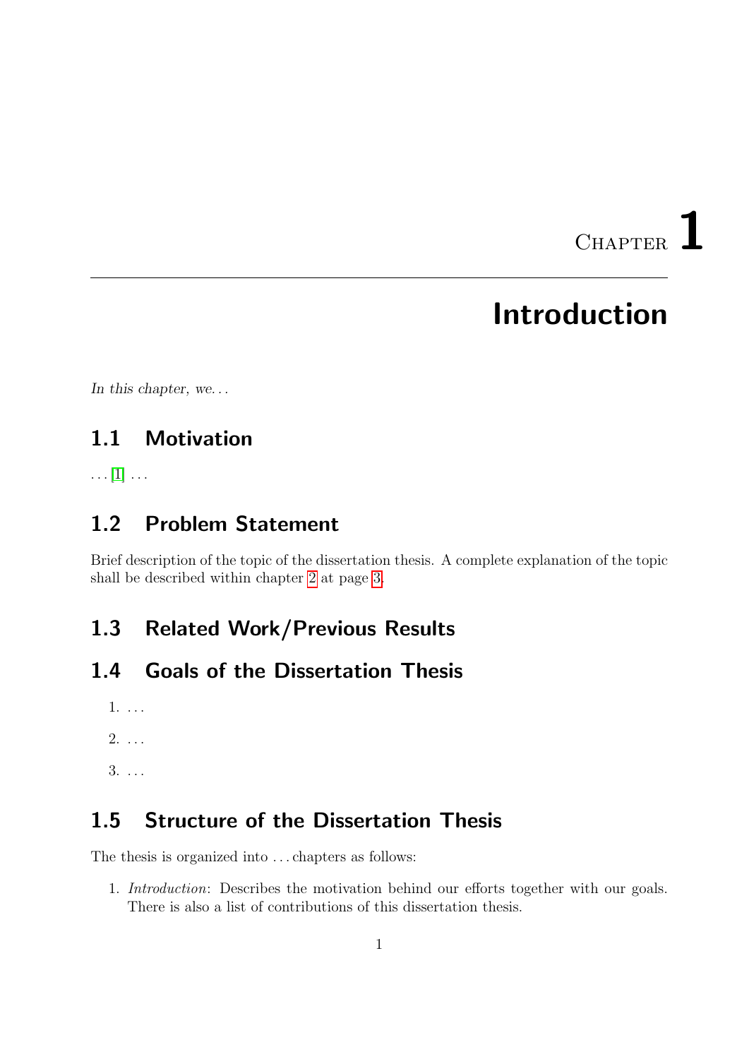# Chapter 1

# Introduction

*In this chapter, we...*

## 1.1 Motivation

... [1] ...

## 1.2 Problem Statement

Brief description of the topic of the dissertation thesis. A complete explanation of the topic shall be described within chapter 2 at page 3.

## 1.3 Related Work/Previous Results

## 1.4 Goals of the Dissertation Thesis

1. ...
2. ...
3. ...

## 1.5 Structure of the Dissertation Thesis

The thesis is organized into ... chapters as follows:

1. *Introduction*: Describes the motivation behind our efforts together with our goals. There is also a list of contributions of this dissertation thesis.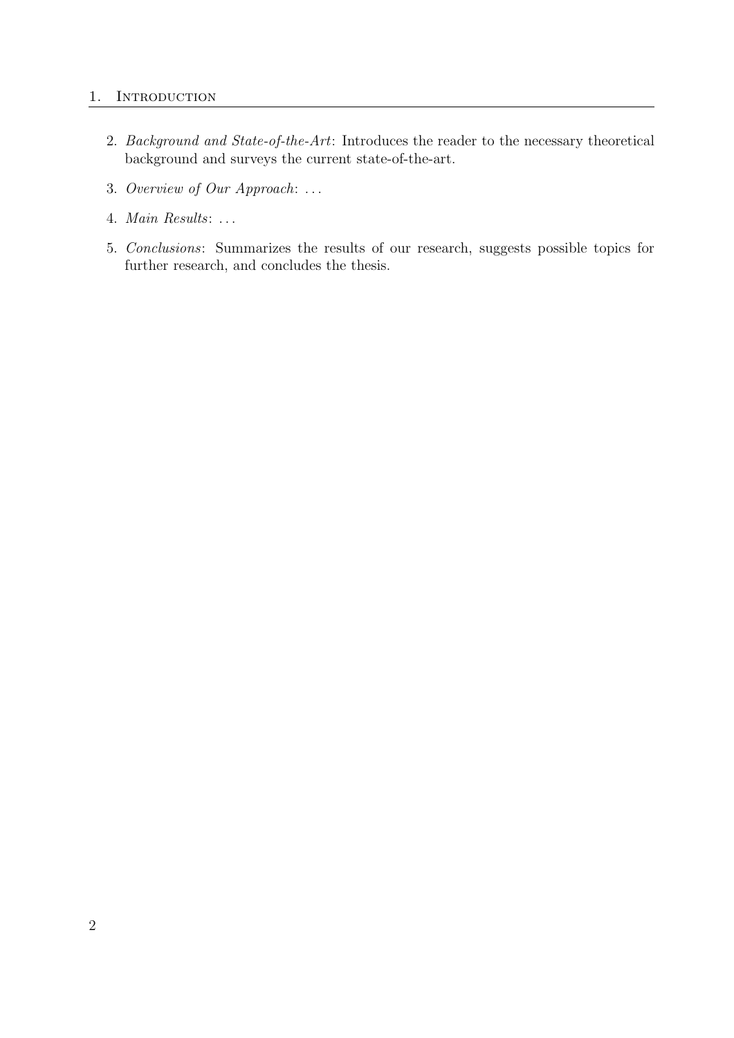2. *Background and State-of-the-Art*: Introduces the reader to the necessary theoretical background and surveys the current state-of-the-art.
3. *Overview of Our Approach*: ...
4. *Main Results*: ...
5. *Conclusions*: Summarizes the results of our research, suggests possible topics for further research, and concludes the thesis.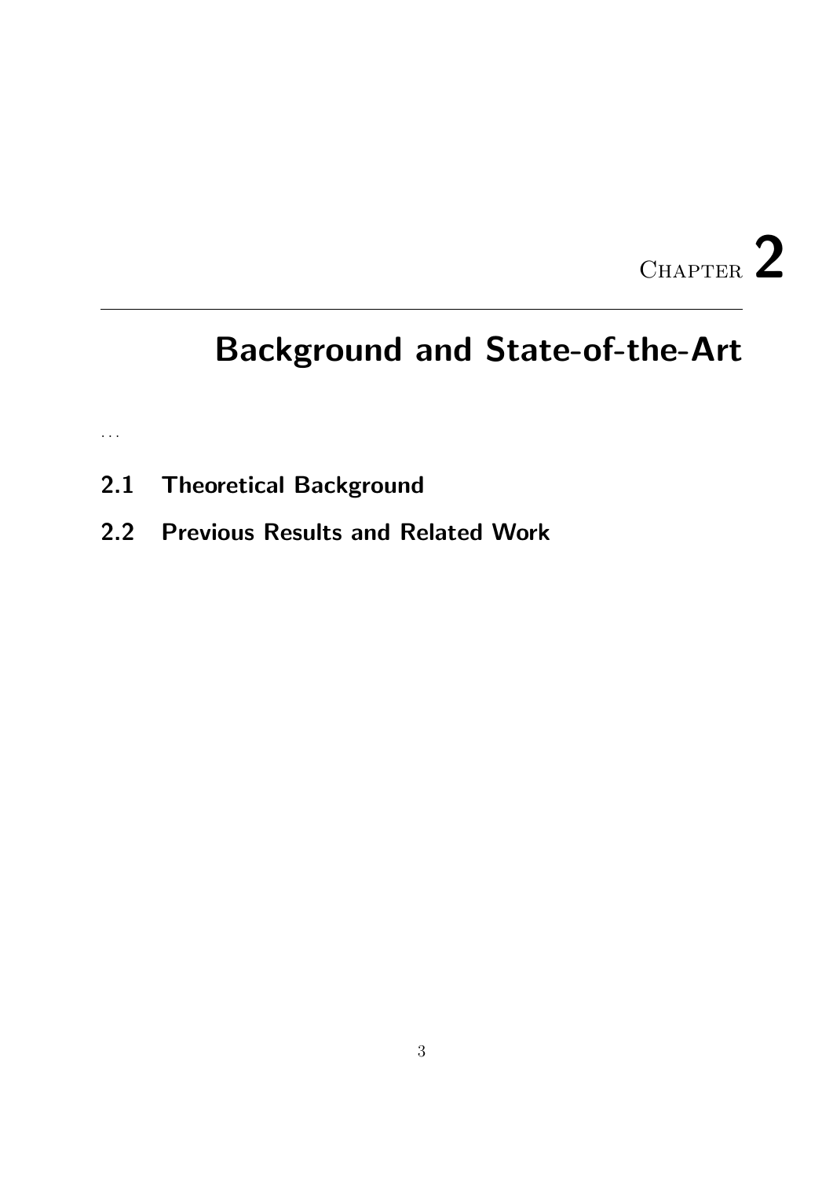# Chapter 2

# Background and State-of-the-Art

...

## 2.1 Theoretical Background

## 2.2 Previous Results and Related Work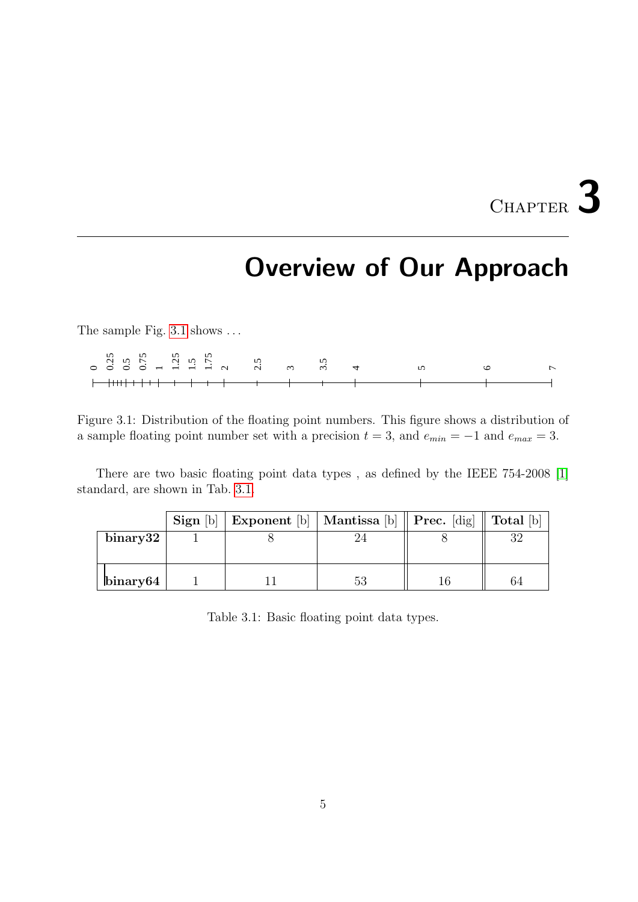# Chapter 3

# Overview of Our Approach

The sample Fig. 3.1 shows ...

0 0.25 0.5 0.75 1 1.25 1.5 1.75 2 2.5 3 3.5 4 5 6 7

Figure 3.1: Distribution of the floating point numbers. This figure shows a distribution of a sample floating point number set with a precision $t = 3$, and $e_{min} = -1$ and $e_{max} = 3$.

There are two basic floating point data types , as defined by the IEEE 754-2008 [1] standard, are shown in Tab. 3.1.

| | **Sign** [b] | **Exponent** [b] | **Mantissa** [b] | **Prec.** [dig] | **Total** [b] |
|---|---|---|---|---|---|
| **binary32** | 1 | 8 | 24 | 8 | 32 |
| **binary64** | 1 | 11 | 53 | 16 | 64 |

Table 3.1: Basic floating point data types.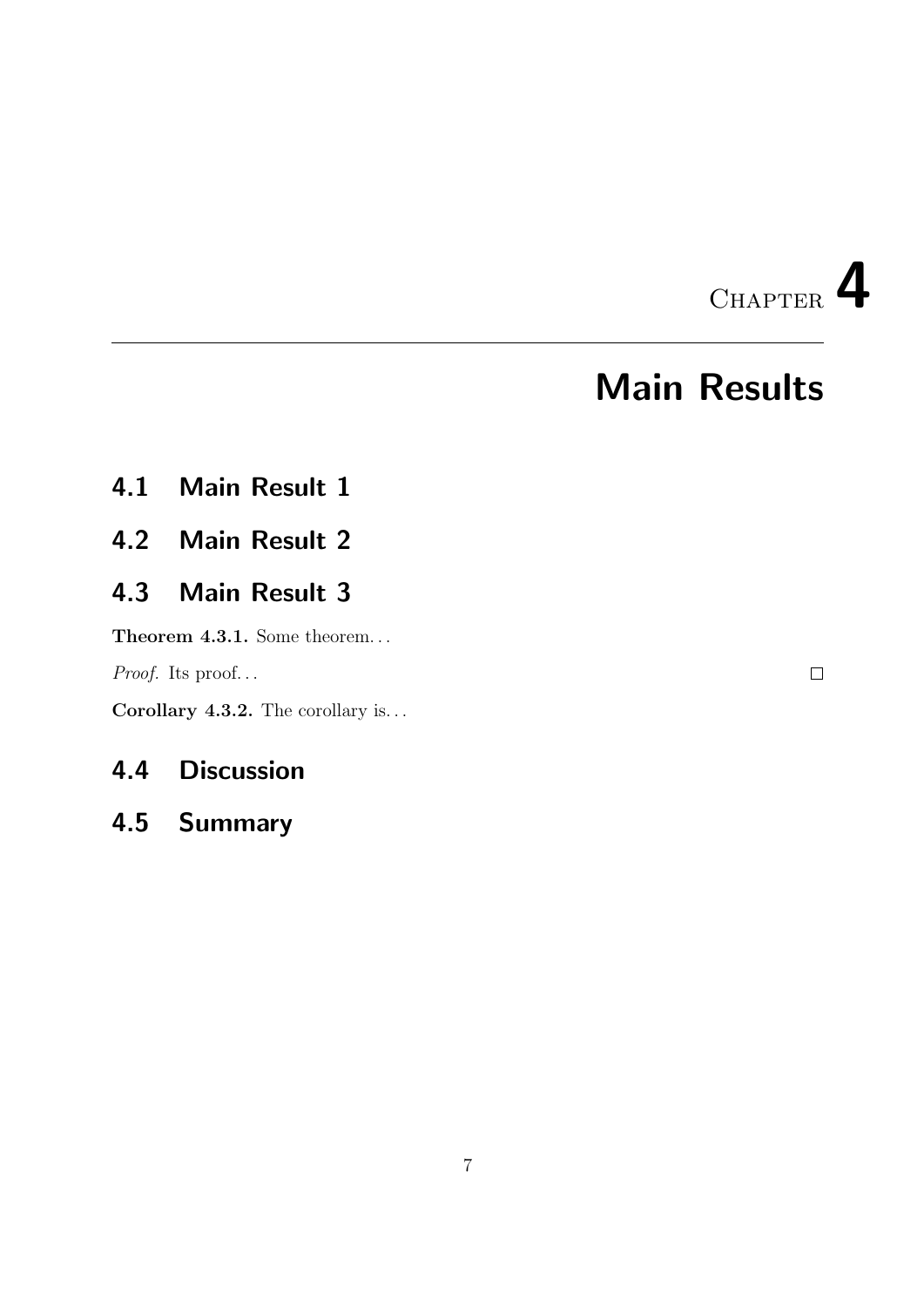# Chapter 4

# Main Results

## 4.1 Main Result 1

## 4.2 Main Result 2

## 4.3 Main Result 3

**Theorem 4.3.1.** Some theorem…

*Proof.* Its proof… □

**Corollary 4.3.2.** The corollary is…

## 4.4 Discussion

## 4.5 Summary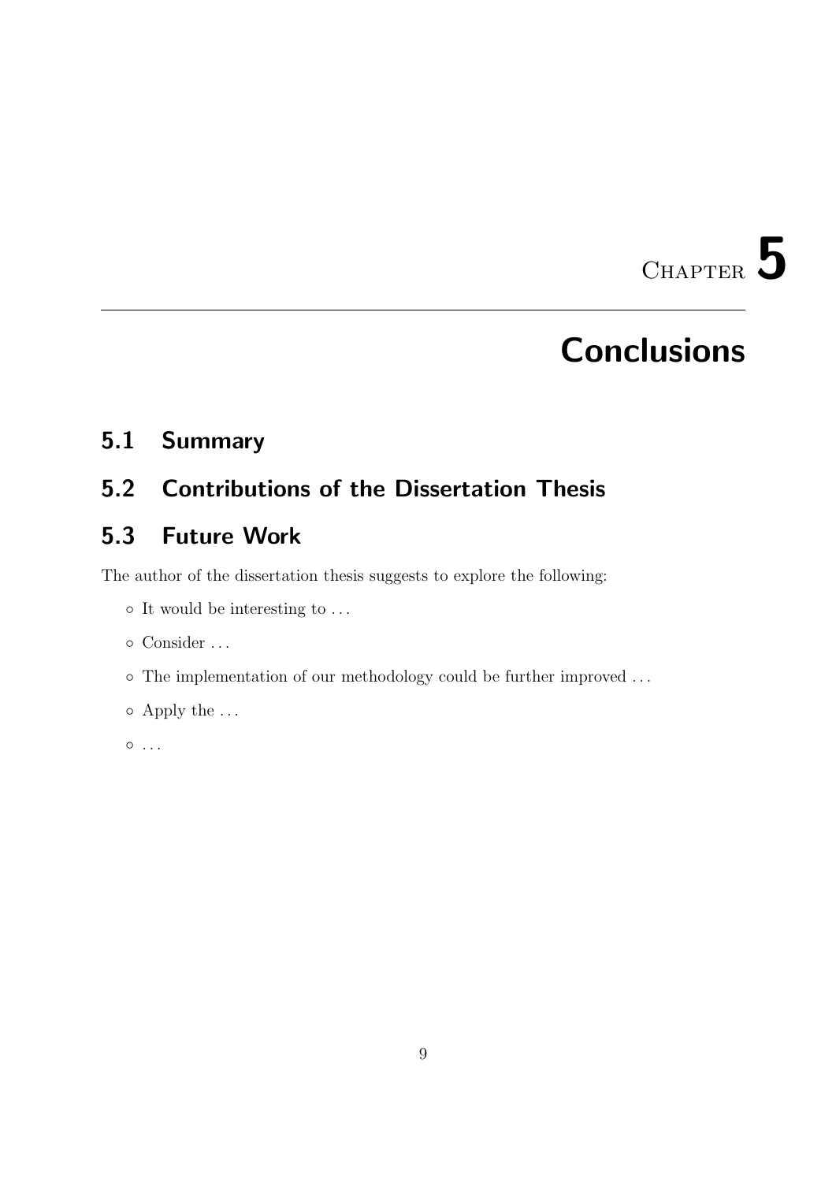# Chapter 5

# Conclusions

## 5.1 Summary

## 5.2 Contributions of the Dissertation Thesis

## 5.3 Future Work

The author of the dissertation thesis suggests to explore the following:

- It would be interesting to ...
- Consider ...
- The implementation of our methodology could be further improved ...
- Apply the ...
- ...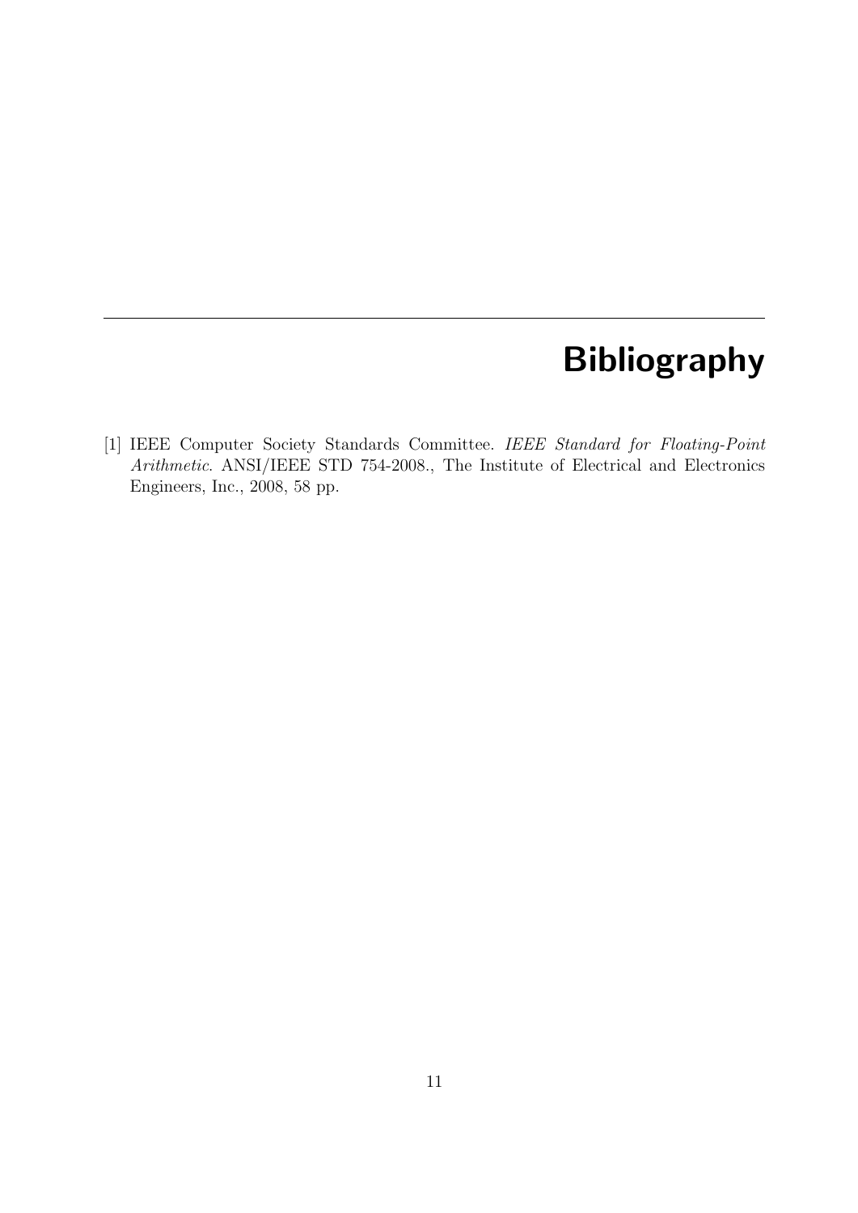# Bibliography

[1] IEEE Computer Society Standards Committee. *IEEE Standard for Floating-Point Arithmetic*. ANSI/IEEE STD 754-2008., The Institute of Electrical and Electronics Engineers, Inc., 2008, 58 pp.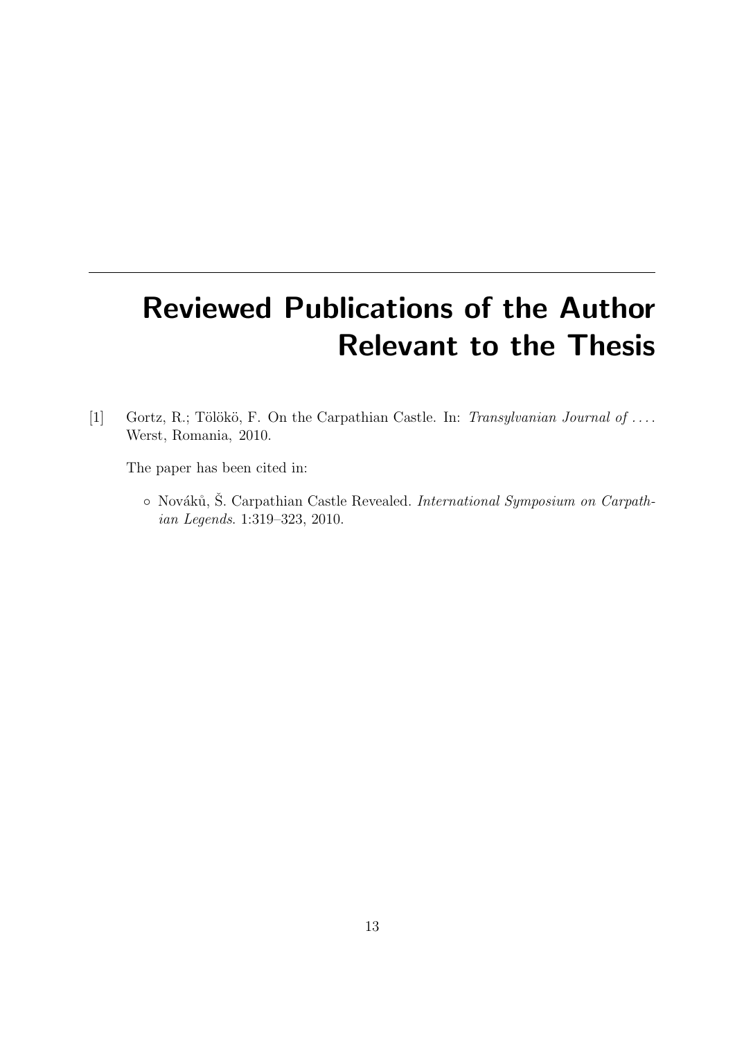# Reviewed Publications of the Author Relevant to the Thesis

[1] Gortz, R.; Tölökö, F. On the Carpathian Castle. In: *Transylvanian Journal of ...*. Werst, Romania, 2010.

The paper has been cited in:

- Nováků, Š. Carpathian Castle Revealed. *International Symposium on Carpathian Legends*. 1:319–323, 2010.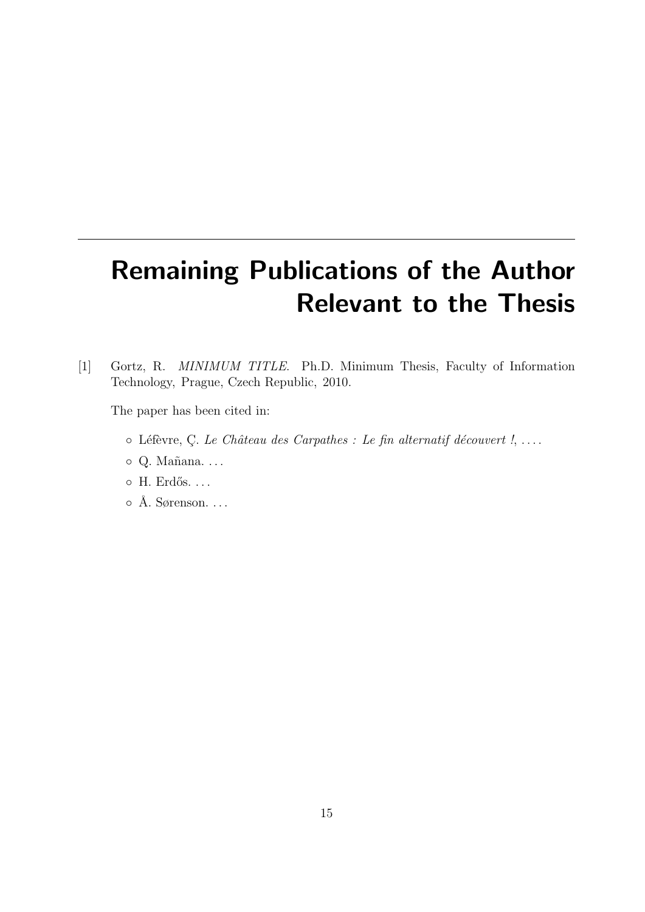# Remaining Publications of the Author Relevant to the Thesis

[1] Gortz, R. *MINIMUM TITLE*. Ph.D. Minimum Thesis, Faculty of Information Technology, Prague, Czech Republic, 2010.

The paper has been cited in:

- Léfèvre, Ç. *Le Château des Carpathes : Le fin alternatif découvert !*, ....
- Q. Mañana. ...
- H. Erdős. ...
- Å. Sørenson. ...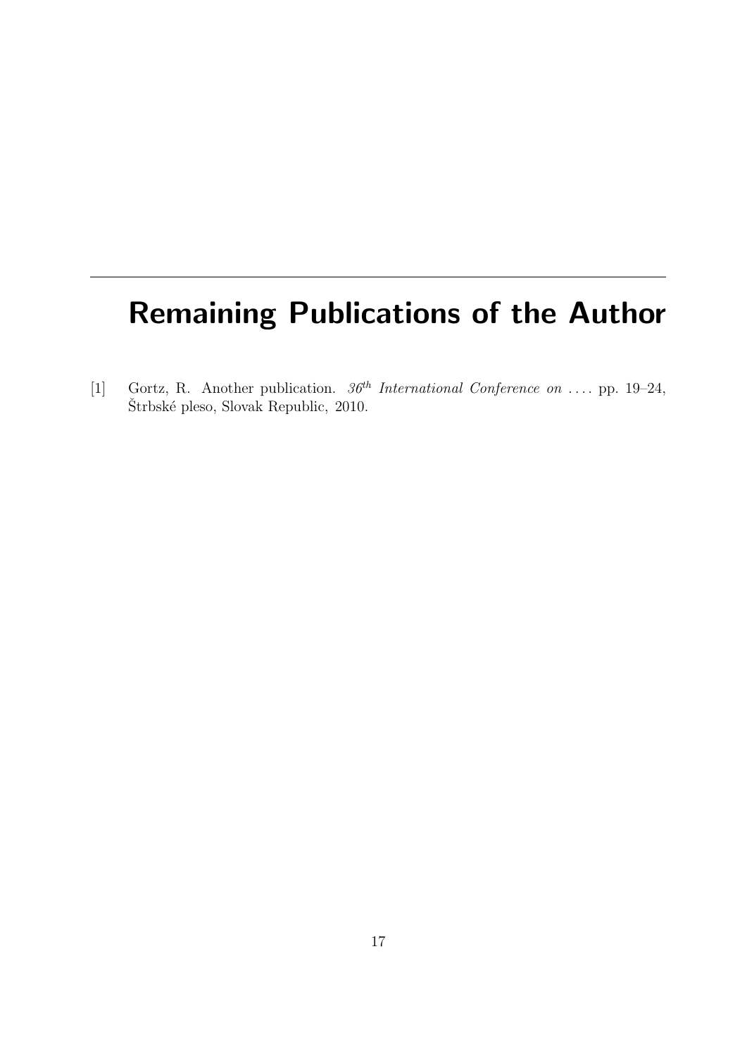# Remaining Publications of the Author

[1] Gortz, R. Another publication. *$36^{th}$ International Conference on . . . .* pp. 19–24, Štrbské pleso, Slovak Republic, 2010.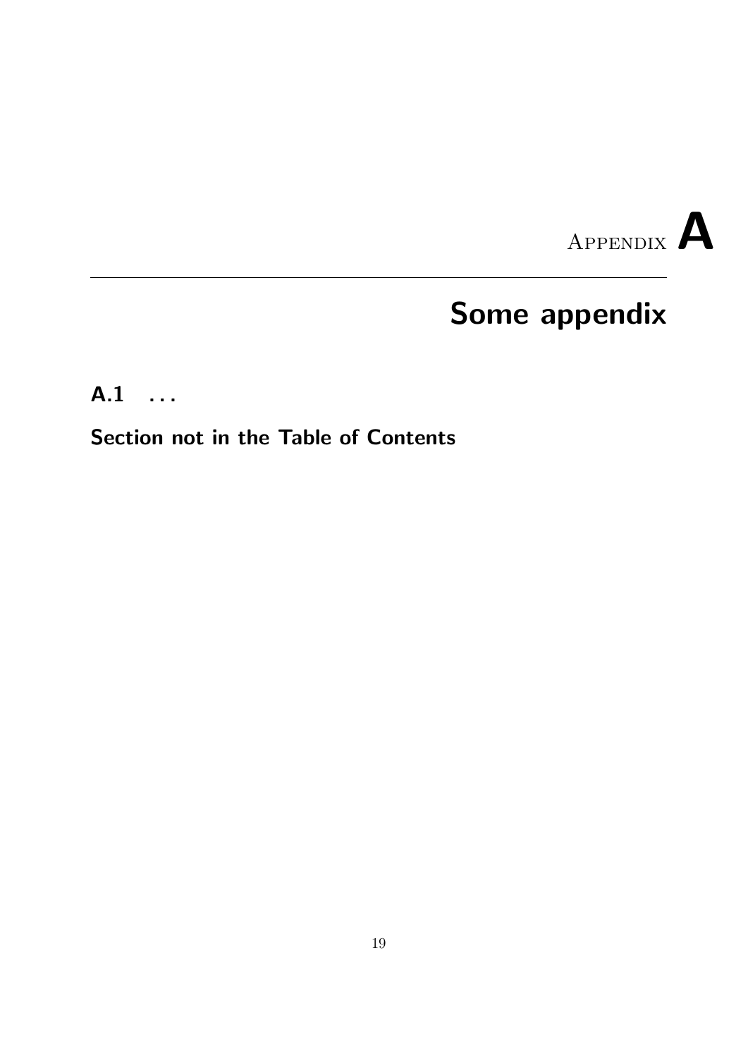# Appendix A

# Some appendix

## A.1 ...

## Section not in the Table of Contents